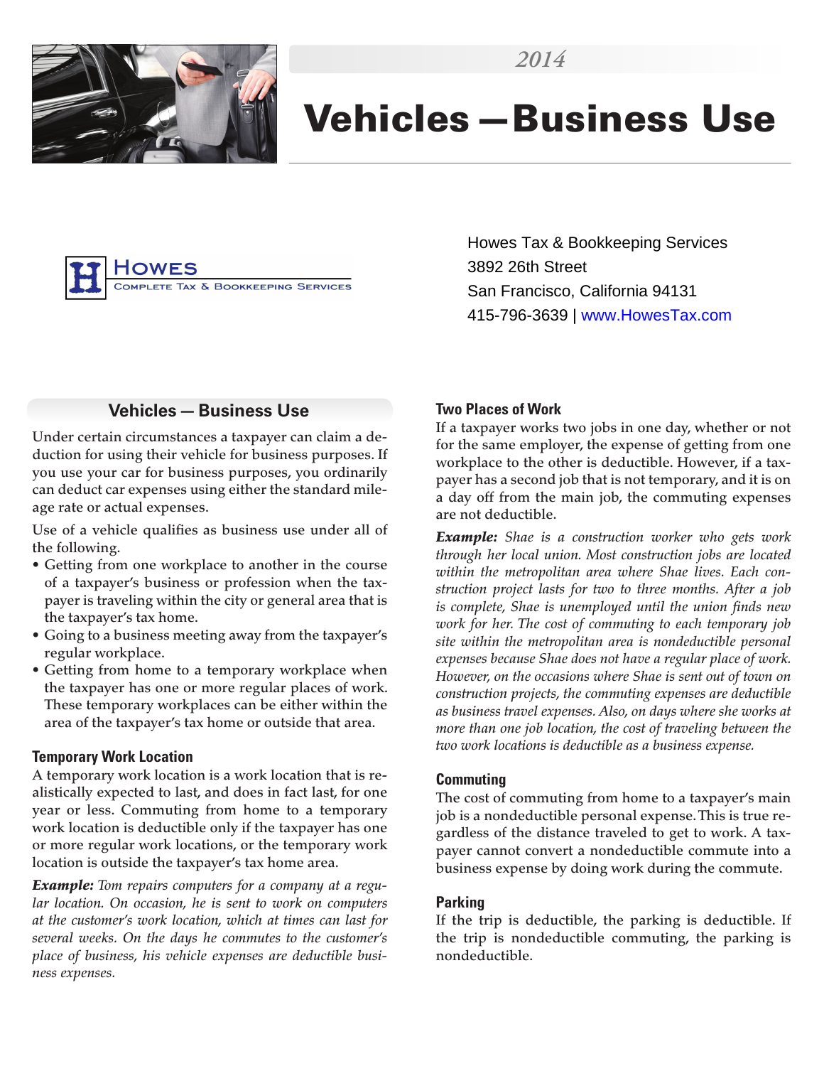2014

# Vehicles — Business Use

HOWES
COMPLETE TAX & BOOKKEEPING SERVICES

Howes Tax & Bookkeeping Services
3892 26th Street
San Francisco, California 94131
415-796-3639 | www.HowesTax.com

## Vehicles — Business Use

Under certain circumstances a taxpayer can claim a deduction for using their vehicle for business purposes. If you use your car for business purposes, you ordinarily can deduct car expenses using either the standard mileage rate or actual expenses.

Use of a vehicle qualifies as business use under all of the following.

- Getting from one workplace to another in the course of a taxpayer's business or profession when the taxpayer is traveling within the city or general area that is the taxpayer's tax home.
- Going to a business meeting away from the taxpayer's regular workplace.
- Getting from home to a temporary workplace when the taxpayer has one or more regular places of work. These temporary workplaces can be either within the area of the taxpayer's tax home or outside that area.

### Temporary Work Location

A temporary work location is a work location that is realistically expected to last, and does in fact last, for one year or less. Commuting from home to a temporary work location is deductible only if the taxpayer has one or more regular work locations, or the temporary work location is outside the taxpayer's tax home area.

***Example:*** *Tom repairs computers for a company at a regular location. On occasion, he is sent to work on computers at the customer's work location, which at times can last for several weeks. On the days he commutes to the customer's place of business, his vehicle expenses are deductible business expenses.*

### Two Places of Work

If a taxpayer works two jobs in one day, whether or not for the same employer, the expense of getting from one workplace to the other is deductible. However, if a taxpayer has a second job that is not temporary, and it is on a day off from the main job, the commuting expenses are not deductible.

***Example:*** *Shae is a construction worker who gets work through her local union. Most construction jobs are located within the metropolitan area where Shae lives. Each construction project lasts for two to three months. After a job is complete, Shae is unemployed until the union finds new work for her. The cost of commuting to each temporary job site within the metropolitan area is nondeductible personal expenses because Shae does not have a regular place of work. However, on the occasions where Shae is sent out of town on construction projects, the commuting expenses are deductible as business travel expenses. Also, on days where she works at more than one job location, the cost of traveling between the two work locations is deductible as a business expense.*

### Commuting

The cost of commuting from home to a taxpayer's main job is a nondeductible personal expense. This is true regardless of the distance traveled to get to work. A taxpayer cannot convert a nondeductible commute into a business expense by doing work during the commute.

### Parking

If the trip is deductible, the parking is deductible. If the trip is nondeductible commuting, the parking is nondeductible.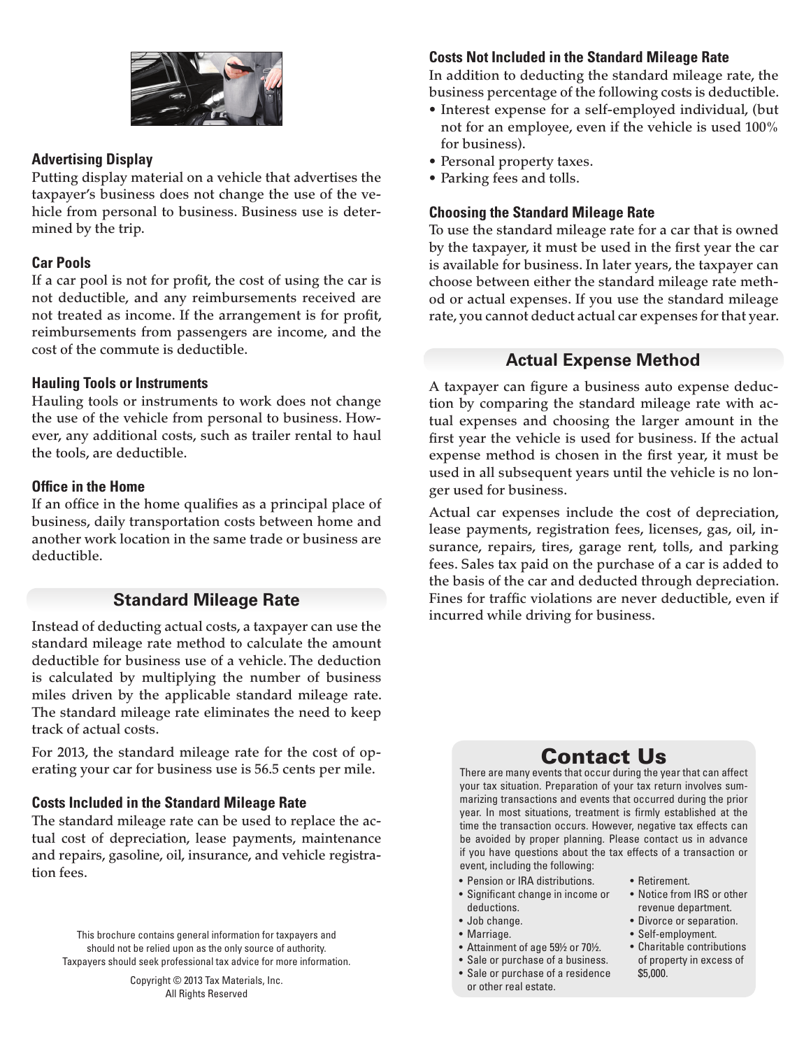### Advertising Display

Putting display material on a vehicle that advertises the taxpayer's business does not change the use of the vehicle from personal to business. Business use is determined by the trip.

### Car Pools

If a car pool is not for profit, the cost of using the car is not deductible, and any reimbursements received are not treated as income. If the arrangement is for profit, reimbursements from passengers are income, and the cost of the commute is deductible.

### Hauling Tools or Instruments

Hauling tools or instruments to work does not change the use of the vehicle from personal to business. However, any additional costs, such as trailer rental to haul the tools, are deductible.

### Office in the Home

If an office in the home qualifies as a principal place of business, daily transportation costs between home and another work location in the same trade or business are deductible.

## Standard Mileage Rate

Instead of deducting actual costs, a taxpayer can use the standard mileage rate method to calculate the amount deductible for business use of a vehicle. The deduction is calculated by multiplying the number of business miles driven by the applicable standard mileage rate. The standard mileage rate eliminates the need to keep track of actual costs.

For 2013, the standard mileage rate for the cost of operating your car for business use is 56.5 cents per mile.

### Costs Included in the Standard Mileage Rate

The standard mileage rate can be used to replace the actual cost of depreciation, lease payments, maintenance and repairs, gasoline, oil, insurance, and vehicle registration fees.

### Costs Not Included in the Standard Mileage Rate

In addition to deducting the standard mileage rate, the business percentage of the following costs is deductible.

- Interest expense for a self-employed individual, (but not for an employee, even if the vehicle is used 100% for business).
- Personal property taxes.
- Parking fees and tolls.

### Choosing the Standard Mileage Rate

To use the standard mileage rate for a car that is owned by the taxpayer, it must be used in the first year the car is available for business. In later years, the taxpayer can choose between either the standard mileage rate method or actual expenses. If you use the standard mileage rate, you cannot deduct actual car expenses for that year.

## Actual Expense Method

A taxpayer can figure a business auto expense deduction by comparing the standard mileage rate with actual expenses and choosing the larger amount in the first year the vehicle is used for business. If the actual expense method is chosen in the first year, it must be used in all subsequent years until the vehicle is no longer used for business.

Actual car expenses include the cost of depreciation, lease payments, registration fees, licenses, gas, oil, insurance, repairs, tires, garage rent, tolls, and parking fees. Sales tax paid on the purchase of a car is added to the basis of the car and deducted through depreciation. Fines for traffic violations are never deductible, even if incurred while driving for business.

## Contact Us

There are many events that occur during the year that can affect your tax situation. Preparation of your tax return involves summarizing transactions and events that occurred during the prior year. In most situations, treatment is firmly established at the time the transaction occurs. However, negative tax effects can be avoided by proper planning. Please contact us in advance if you have questions about the tax effects of a transaction or event, including the following:

- Pension or IRA distributions.
- Significant change in income or deductions.
- Job change.
- Marriage.
- Attainment of age 59½ or 70½.
- Sale or purchase of a business.
- Sale or purchase of a residence or other real estate.
- Retirement.
- Notice from IRS or other revenue department.
- Divorce or separation.
- Self-employment.
- Charitable contributions of property in excess of $5,000.

This brochure contains general information for taxpayers and should not be relied upon as the only source of authority. Taxpayers should seek professional tax advice for more information.

Copyright © 2013 Tax Materials, Inc. All Rights Reserved